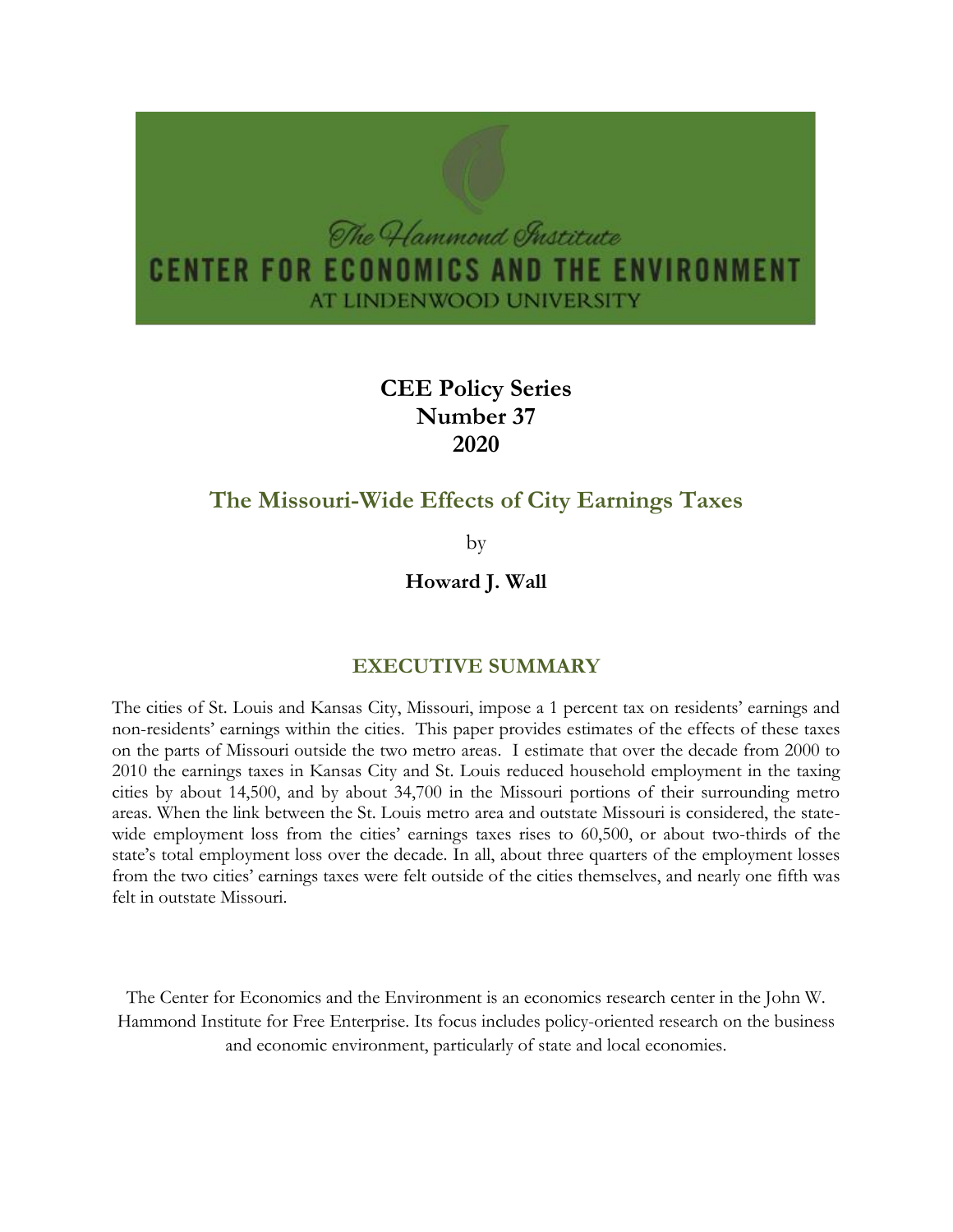The Hammond Institute

**CENTER FOR ECONOMICS AND THE ENVIRONMENT**

AT LINDENWOOD UNIVERSITY

**CEE Policy Series**
**Number 37**
**2020**

# The Missouri-Wide Effects of City Earnings Taxes

by

**Howard J. Wall**

## EXECUTIVE SUMMARY

The cities of St. Louis and Kansas City, Missouri, impose a 1 percent tax on residents' earnings and non-residents' earnings within the cities. This paper provides estimates of the effects of these taxes on the parts of Missouri outside the two metro areas. I estimate that over the decade from 2000 to 2010 the earnings taxes in Kansas City and St. Louis reduced household employment in the taxing cities by about 14,500, and by about 34,700 in the Missouri portions of their surrounding metro areas. When the link between the St. Louis metro area and outstate Missouri is considered, the state-wide employment loss from the cities' earnings taxes rises to 60,500, or about two-thirds of the state's total employment loss over the decade. In all, about three quarters of the employment losses from the two cities' earnings taxes were felt outside of the cities themselves, and nearly one fifth was felt in outstate Missouri.

The Center for Economics and the Environment is an economics research center in the John W. Hammond Institute for Free Enterprise. Its focus includes policy-oriented research on the business and economic environment, particularly of state and local economies.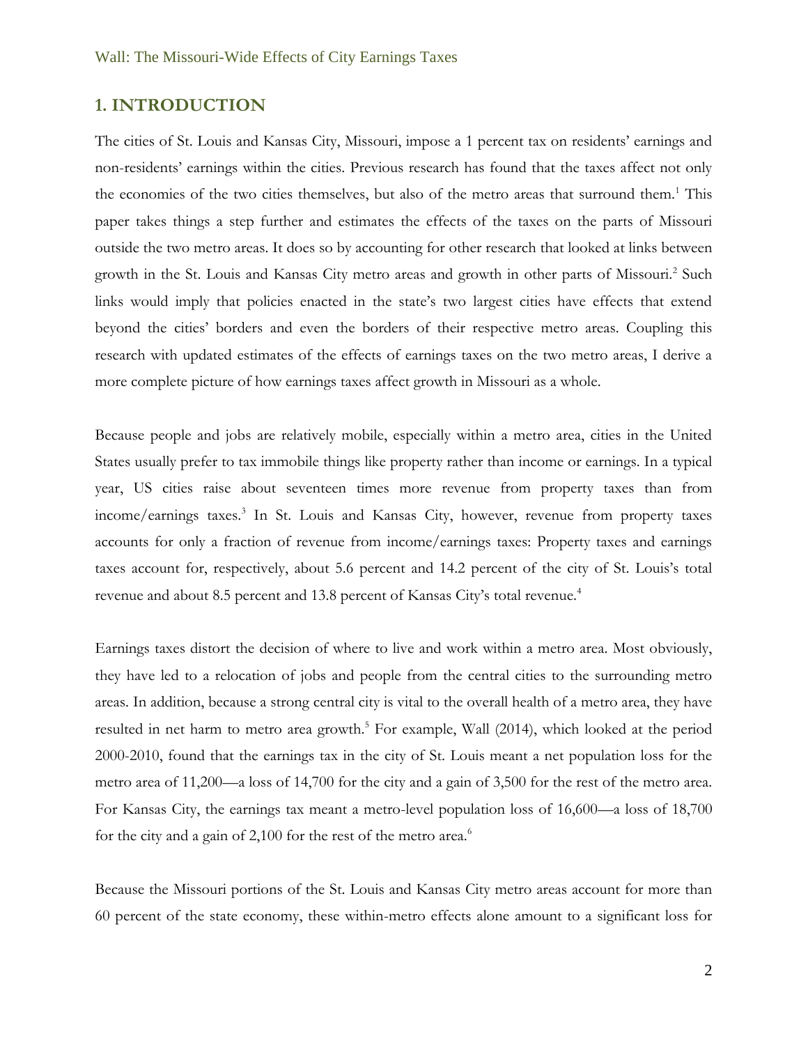## 1. INTRODUCTION

The cities of St. Louis and Kansas City, Missouri, impose a 1 percent tax on residents' earnings and non-residents' earnings within the cities. Previous research has found that the taxes affect not only the economies of the two cities themselves, but also of the metro areas that surround them.[1] This paper takes things a step further and estimates the effects of the taxes on the parts of Missouri outside the two metro areas. It does so by accounting for other research that looked at links between growth in the St. Louis and Kansas City metro areas and growth in other parts of Missouri.[2] Such links would imply that policies enacted in the state's two largest cities have effects that extend beyond the cities' borders and even the borders of their respective metro areas. Coupling this research with updated estimates of the effects of earnings taxes on the two metro areas, I derive a more complete picture of how earnings taxes affect growth in Missouri as a whole.

Because people and jobs are relatively mobile, especially within a metro area, cities in the United States usually prefer to tax immobile things like property rather than income or earnings. In a typical year, US cities raise about seventeen times more revenue from property taxes than from income/earnings taxes.[3] In St. Louis and Kansas City, however, revenue from property taxes accounts for only a fraction of revenue from income/earnings taxes: Property taxes and earnings taxes account for, respectively, about 5.6 percent and 14.2 percent of the city of St. Louis's total revenue and about 8.5 percent and 13.8 percent of Kansas City's total revenue.[4]

Earnings taxes distort the decision of where to live and work within a metro area. Most obviously, they have led to a relocation of jobs and people from the central cities to the surrounding metro areas. In addition, because a strong central city is vital to the overall health of a metro area, they have resulted in net harm to metro area growth.[5] For example, Wall (2014), which looked at the period 2000-2010, found that the earnings tax in the city of St. Louis meant a net population loss for the metro area of 11,200—a loss of 14,700 for the city and a gain of 3,500 for the rest of the metro area. For Kansas City, the earnings tax meant a metro-level population loss of 16,600—a loss of 18,700 for the city and a gain of 2,100 for the rest of the metro area.[6]

Because the Missouri portions of the St. Louis and Kansas City metro areas account for more than 60 percent of the state economy, these within-metro effects alone amount to a significant loss for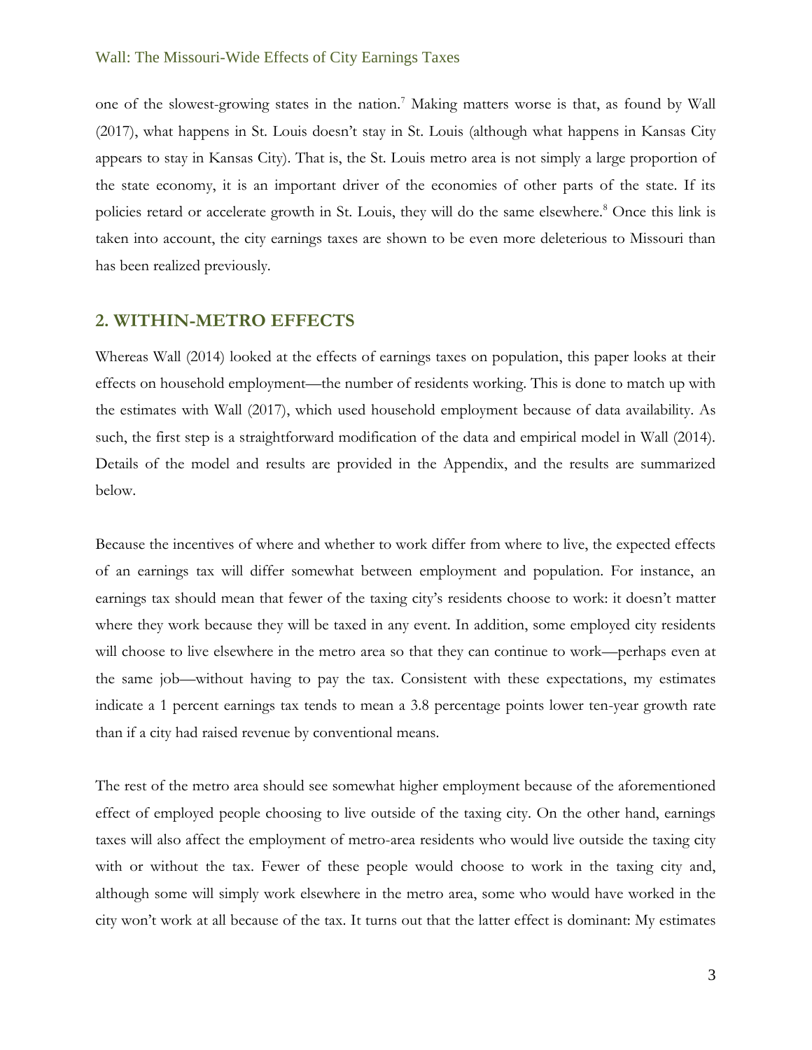one of the slowest-growing states in the nation.[7] Making matters worse is that, as found by Wall (2017), what happens in St. Louis doesn't stay in St. Louis (although what happens in Kansas City appears to stay in Kansas City). That is, the St. Louis metro area is not simply a large proportion of the state economy, it is an important driver of the economies of other parts of the state. If its policies retard or accelerate growth in St. Louis, they will do the same elsewhere.[8] Once this link is taken into account, the city earnings taxes are shown to be even more deleterious to Missouri than has been realized previously.

## 2. WITHIN-METRO EFFECTS

Whereas Wall (2014) looked at the effects of earnings taxes on population, this paper looks at their effects on household employment—the number of residents working. This is done to match up with the estimates with Wall (2017), which used household employment because of data availability. As such, the first step is a straightforward modification of the data and empirical model in Wall (2014). Details of the model and results are provided in the Appendix, and the results are summarized below.

Because the incentives of where and whether to work differ from where to live, the expected effects of an earnings tax will differ somewhat between employment and population. For instance, an earnings tax should mean that fewer of the taxing city's residents choose to work: it doesn't matter where they work because they will be taxed in any event. In addition, some employed city residents will choose to live elsewhere in the metro area so that they can continue to work—perhaps even at the same job—without having to pay the tax. Consistent with these expectations, my estimates indicate a 1 percent earnings tax tends to mean a 3.8 percentage points lower ten-year growth rate than if a city had raised revenue by conventional means.

The rest of the metro area should see somewhat higher employment because of the aforementioned effect of employed people choosing to live outside of the taxing city. On the other hand, earnings taxes will also affect the employment of metro-area residents who would live outside the taxing city with or without the tax. Fewer of these people would choose to work in the taxing city and, although some will simply work elsewhere in the metro area, some who would have worked in the city won't work at all because of the tax. It turns out that the latter effect is dominant: My estimates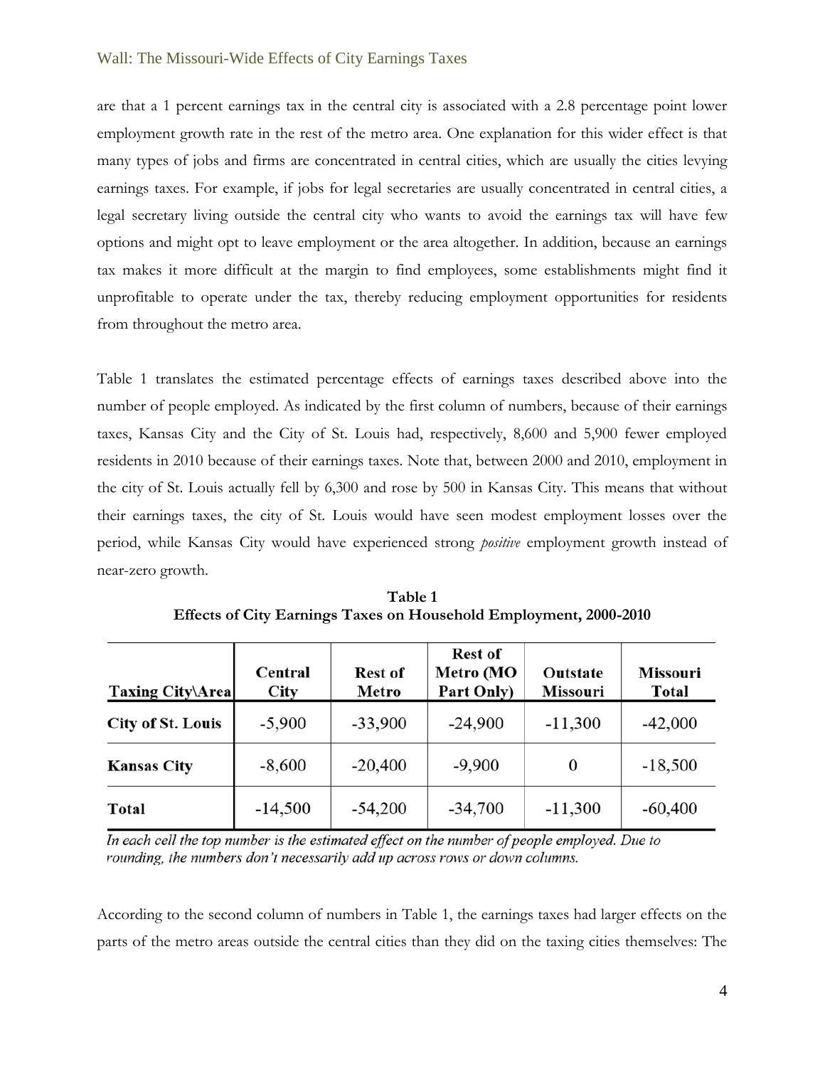are that a 1 percent earnings tax in the central city is associated with a 2.8 percentage point lower employment growth rate in the rest of the metro area. One explanation for this wider effect is that many types of jobs and firms are concentrated in central cities, which are usually the cities levying earnings taxes. For example, if jobs for legal secretaries are usually concentrated in central cities, a legal secretary living outside the central city who wants to avoid the earnings tax will have few options and might opt to leave employment or the area altogether. In addition, because an earnings tax makes it more difficult at the margin to find employees, some establishments might find it unprofitable to operate under the tax, thereby reducing employment opportunities for residents from throughout the metro area.

Table 1 translates the estimated percentage effects of earnings taxes described above into the number of people employed. As indicated by the first column of numbers, because of their earnings taxes, Kansas City and the City of St. Louis had, respectively, 8,600 and 5,900 fewer employed residents in 2010 because of their earnings taxes. Note that, between 2000 and 2010, employment in the city of St. Louis actually fell by 6,300 and rose by 500 in Kansas City. This means that without their earnings taxes, the city of St. Louis would have seen modest employment losses over the period, while Kansas City would have experienced strong *positive* employment growth instead of near-zero growth.

**Table 1**
**Effects of City Earnings Taxes on Household Employment, 2000-2010**

| Taxing City\Area | Central City | Rest of Metro | Rest of Metro (MO Part Only) | Outstate Missouri | Missouri Total |
|---|---|---|---|---|---|
| **City of St. Louis** | -5,900 | -33,900 | -24,900 | -11,300 | -42,000 |
| **Kansas City** | -8,600 | -20,400 | -9,900 | 0 | -18,500 |
| **Total** | -14,500 | -54,200 | -34,700 | -11,300 | -60,400 |

*In each cell the top number is the estimated effect on the number of people employed. Due to rounding, the numbers don't necessarily add up across rows or down columns.*

According to the second column of numbers in Table 1, the earnings taxes had larger effects on the parts of the metro areas outside the central cities than they did on the taxing cities themselves: The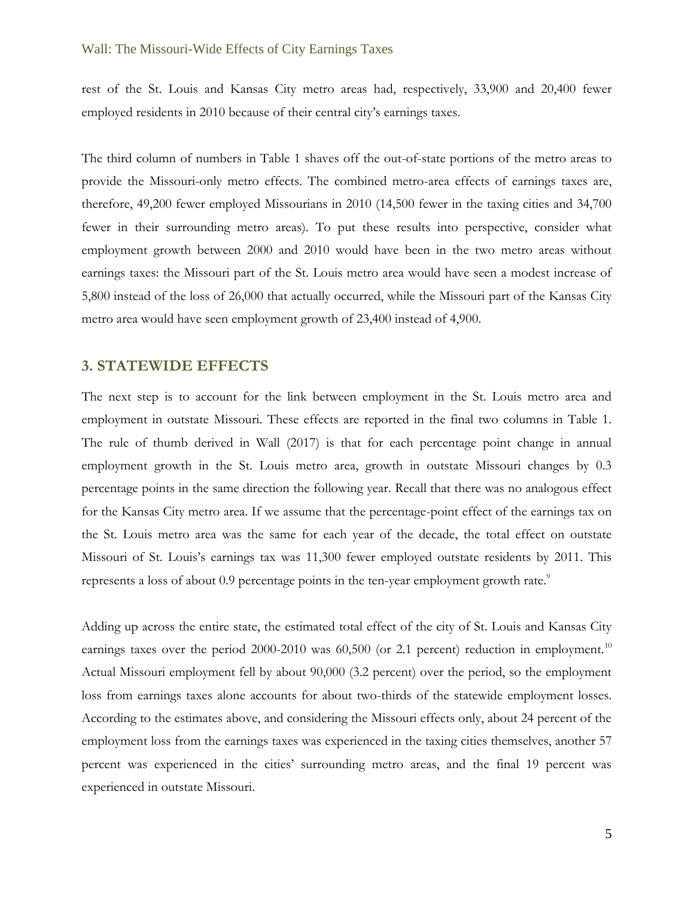rest of the St. Louis and Kansas City metro areas had, respectively, 33,900 and 20,400 fewer employed residents in 2010 because of their central city's earnings taxes.

The third column of numbers in Table 1 shaves off the out-of-state portions of the metro areas to provide the Missouri-only metro effects. The combined metro-area effects of earnings taxes are, therefore, 49,200 fewer employed Missourians in 2010 (14,500 fewer in the taxing cities and 34,700 fewer in their surrounding metro areas). To put these results into perspective, consider what employment growth between 2000 and 2010 would have been in the two metro areas without earnings taxes: the Missouri part of the St. Louis metro area would have seen a modest increase of 5,800 instead of the loss of 26,000 that actually occurred, while the Missouri part of the Kansas City metro area would have seen employment growth of 23,400 instead of 4,900.

## 3. STATEWIDE EFFECTS

The next step is to account for the link between employment in the St. Louis metro area and employment in outstate Missouri. These effects are reported in the final two columns in Table 1. The rule of thumb derived in Wall (2017) is that for each percentage point change in annual employment growth in the St. Louis metro area, growth in outstate Missouri changes by 0.3 percentage points in the same direction the following year. Recall that there was no analogous effect for the Kansas City metro area. If we assume that the percentage-point effect of the earnings tax on the St. Louis metro area was the same for each year of the decade, the total effect on outstate Missouri of St. Louis's earnings tax was 11,300 fewer employed outstate residents by 2011. This represents a loss of about 0.9 percentage points in the ten-year employment growth rate.[9]

Adding up across the entire state, the estimated total effect of the city of St. Louis and Kansas City earnings taxes over the period 2000-2010 was 60,500 (or 2.1 percent) reduction in employment.[10] Actual Missouri employment fell by about 90,000 (3.2 percent) over the period, so the employment loss from earnings taxes alone accounts for about two-thirds of the statewide employment losses. According to the estimates above, and considering the Missouri effects only, about 24 percent of the employment loss from the earnings taxes was experienced in the taxing cities themselves, another 57 percent was experienced in the cities' surrounding metro areas, and the final 19 percent was experienced in outstate Missouri.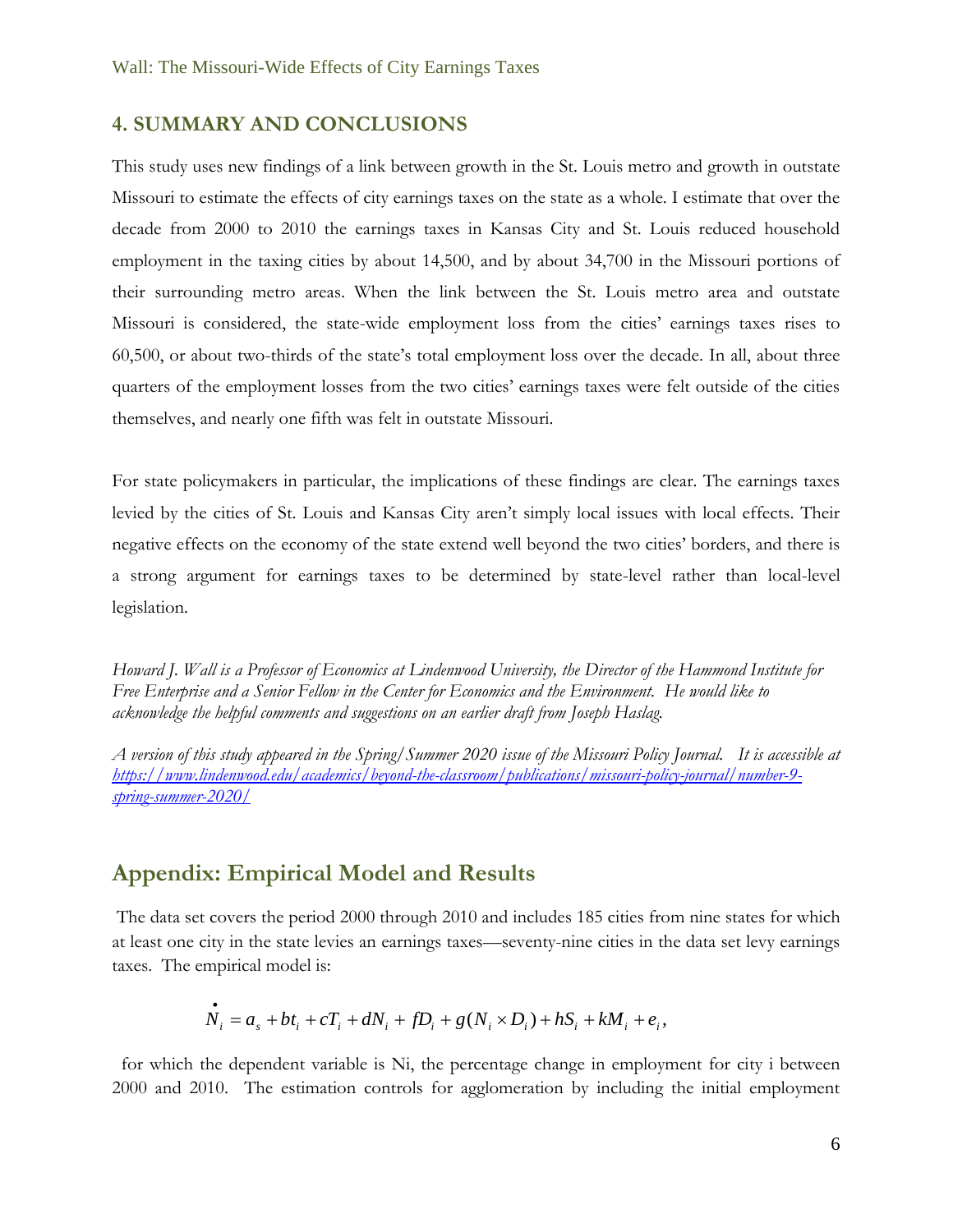## 4. SUMMARY AND CONCLUSIONS

This study uses new findings of a link between growth in the St. Louis metro and growth in outstate Missouri to estimate the effects of city earnings taxes on the state as a whole. I estimate that over the decade from 2000 to 2010 the earnings taxes in Kansas City and St. Louis reduced household employment in the taxing cities by about 14,500, and by about 34,700 in the Missouri portions of their surrounding metro areas. When the link between the St. Louis metro area and outstate Missouri is considered, the state-wide employment loss from the cities' earnings taxes rises to 60,500, or about two-thirds of the state's total employment loss over the decade. In all, about three quarters of the employment losses from the two cities' earnings taxes were felt outside of the cities themselves, and nearly one fifth was felt in outstate Missouri.

For state policymakers in particular, the implications of these findings are clear. The earnings taxes levied by the cities of St. Louis and Kansas City aren't simply local issues with local effects. Their negative effects on the economy of the state extend well beyond the two cities' borders, and there is a strong argument for earnings taxes to be determined by state-level rather than local-level legislation.

*Howard J. Wall is a Professor of Economics at Lindenwood University, the Director of the Hammond Institute for Free Enterprise and a Senior Fellow in the Center for Economics and the Environment. He would like to acknowledge the helpful comments and suggestions on an earlier draft from Joseph Haslag.*

*A version of this study appeared in the Spring/Summer 2020 issue of the Missouri Policy Journal. It is accessible at [https://www.lindenwood.edu/academics/beyond-the-classroom/publications/missouri-policy-journal/number-9-spring-summer-2020/](https://www.lindenwood.edu/academics/beyond-the-classroom/publications/missouri-policy-journal/number-9-spring-summer-2020/)*

## Appendix: Empirical Model and Results

The data set covers the period 2000 through 2010 and includes 185 cities from nine states for which at least one city in the state levies an earnings taxes—seventy-nine cities in the data set levy earnings taxes. The empirical model is:

$$\dot{N}_i = a_s + bt_i + cT_i + dN_i + fD_i + g(N_i \times D_i) + hS_i + kM_i + e_i,$$

for which the dependent variable is Ni, the percentage change in employment for city i between 2000 and 2010. The estimation controls for agglomeration by including the initial employment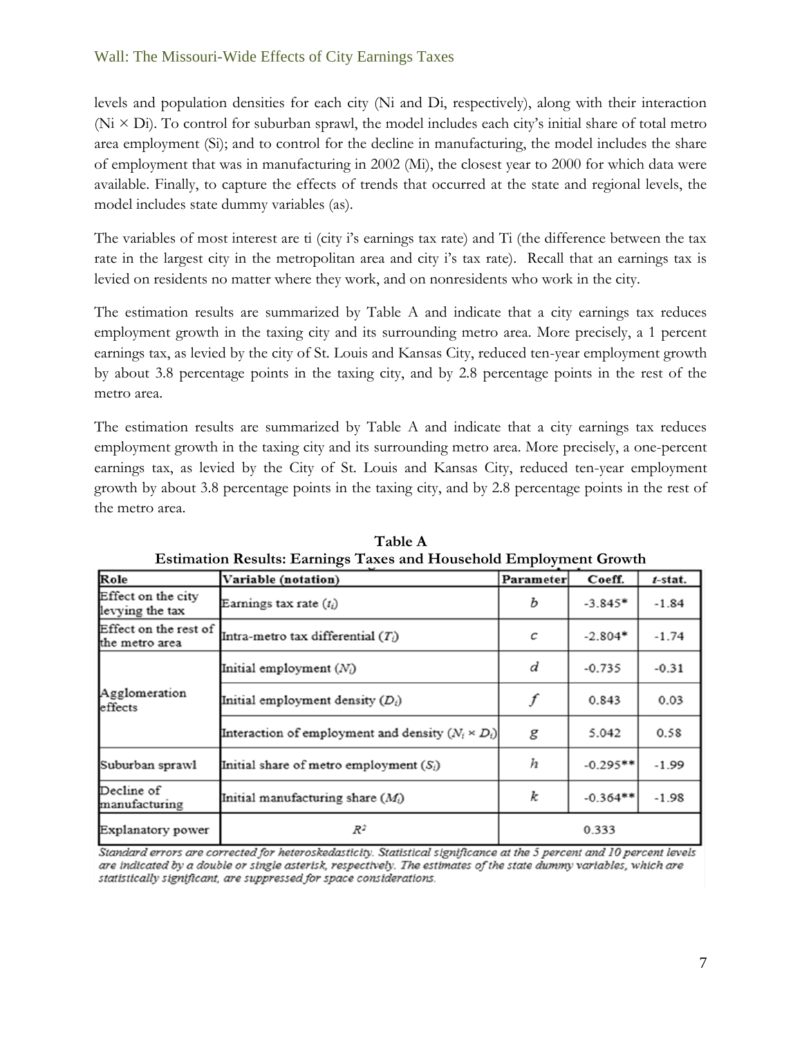levels and population densities for each city (Ni and Di, respectively), along with their interaction (Ni × Di). To control for suburban sprawl, the model includes each city's initial share of total metro area employment (Si); and to control for the decline in manufacturing, the model includes the share of employment that was in manufacturing in 2002 (Mi), the closest year to 2000 for which data were available. Finally, to capture the effects of trends that occurred at the state and regional levels, the model includes state dummy variables (as).

The variables of most interest are ti (city i's earnings tax rate) and Ti (the difference between the tax rate in the largest city in the metropolitan area and city i's tax rate). Recall that an earnings tax is levied on residents no matter where they work, and on nonresidents who work in the city.

The estimation results are summarized by Table A and indicate that a city earnings tax reduces employment growth in the taxing city and its surrounding metro area. More precisely, a 1 percent earnings tax, as levied by the city of St. Louis and Kansas City, reduced ten-year employment growth by about 3.8 percentage points in the taxing city, and by 2.8 percentage points in the rest of the metro area.

The estimation results are summarized by Table A and indicate that a city earnings tax reduces employment growth in the taxing city and its surrounding metro area. More precisely, a one-percent earnings tax, as levied by the City of St. Louis and Kansas City, reduced ten-year employment growth by about 3.8 percentage points in the taxing city, and by 2.8 percentage points in the rest of the metro area.

**Table A**
**Estimation Results: Earnings Taxes and Household Employment Growth**

| Role | Variable (notation) | Parameter | Coeff. | *t*-stat. |
|---|---|---|---|---|
| Effect on the city levying the tax | Earnings tax rate ($t_i$) | $b$ | -3.845* | -1.84 |
| Effect on the rest of the metro area | Intra-metro tax differential ($T_i$) | $c$ | -2.804* | -1.74 |
| Agglomeration effects | Initial employment ($N_i$) | $d$ | -0.735 | -0.31 |
| | Initial employment density ($D_i$) | $f$ | 0.843 | 0.03 |
| | Interaction of employment and density ($N_i \times D_i$) | $g$ | 5.042 | 0.58 |
| Suburban sprawl | Initial share of metro employment ($S_i$) | $h$ | -0.295** | -1.99 |
| Decline of manufacturing | Initial manufacturing share ($M_i$) | $k$ | -0.364** | -1.98 |
| Explanatory power | $R^2$ | 0.333 | | |

*Standard errors are corrected for heteroskedasticity. Statistical significance at the 5 percent and 10 percent levels are indicated by a double or single asterisk, respectively. The estimates of the state dummy variables, which are statistically significant, are suppressed for space considerations.*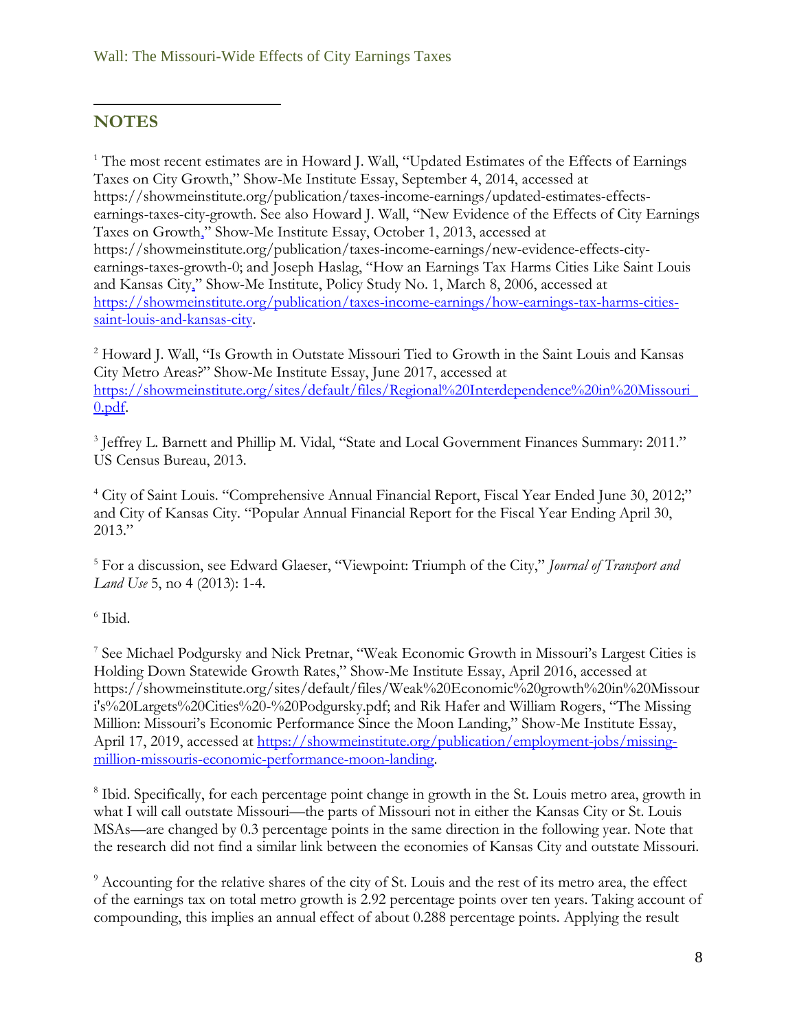## NOTES

[1] The most recent estimates are in Howard J. Wall, "Updated Estimates of the Effects of Earnings Taxes on City Growth," Show-Me Institute Essay, September 4, 2014, accessed at https://showmeinstitute.org/publication/taxes-income-earnings/updated-estimates-effects-earnings-taxes-city-growth. See also Howard J. Wall, "New Evidence of the Effects of City Earnings Taxes on Growth," Show-Me Institute Essay, October 1, 2013, accessed at https://showmeinstitute.org/publication/taxes-income-earnings/new-evidence-effects-city-earnings-taxes-growth-0; and Joseph Haslag, "How an Earnings Tax Harms Cities Like Saint Louis and Kansas City," Show-Me Institute, Policy Study No. 1, March 8, 2006, accessed at https://showmeinstitute.org/publication/taxes-income-earnings/how-earnings-tax-harms-cities-saint-louis-and-kansas-city.

[2] Howard J. Wall, "Is Growth in Outstate Missouri Tied to Growth in the Saint Louis and Kansas City Metro Areas?" Show-Me Institute Essay, June 2017, accessed at https://showmeinstitute.org/sites/default/files/Regional%20Interdependence%20in%20Missouri_0.pdf.

[3] Jeffrey L. Barnett and Phillip M. Vidal, "State and Local Government Finances Summary: 2011." US Census Bureau, 2013.

[4] City of Saint Louis. "Comprehensive Annual Financial Report, Fiscal Year Ended June 30, 2012;" and City of Kansas City. "Popular Annual Financial Report for the Fiscal Year Ending April 30, 2013."

[5] For a discussion, see Edward Glaeser, "Viewpoint: Triumph of the City," *Journal of Transport and Land Use* 5, no 4 (2013): 1-4.

[6] Ibid.

[7] See Michael Podgursky and Nick Pretnar, "Weak Economic Growth in Missouri's Largest Cities is Holding Down Statewide Growth Rates," Show-Me Institute Essay, April 2016, accessed at https://showmeinstitute.org/sites/default/files/Weak%20Economic%20growth%20in%20Missouri's%20Largets%20Cities%20-%20Podgursky.pdf; and Rik Hafer and William Rogers, "The Missing Million: Missouri's Economic Performance Since the Moon Landing," Show-Me Institute Essay, April 17, 2019, accessed at https://showmeinstitute.org/publication/employment-jobs/missing-million-missouris-economic-performance-moon-landing.

[8] Ibid. Specifically, for each percentage point change in growth in the St. Louis metro area, growth in what I will call outstate Missouri—the parts of Missouri not in either the Kansas City or St. Louis MSAs—are changed by 0.3 percentage points in the same direction in the following year. Note that the research did not find a similar link between the economies of Kansas City and outstate Missouri.

[9] Accounting for the relative shares of the city of St. Louis and the rest of its metro area, the effect of the earnings tax on total metro growth is 2.92 percentage points over ten years. Taking account of compounding, this implies an annual effect of about 0.288 percentage points. Applying the result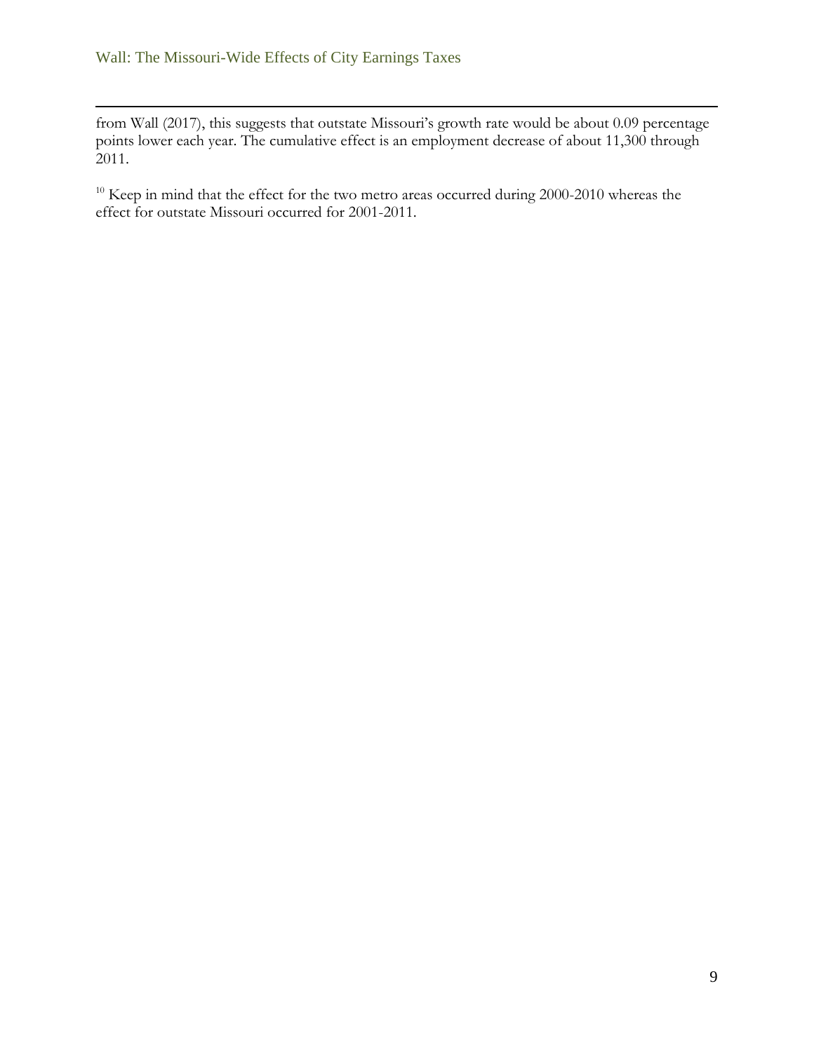from Wall (2017), this suggests that outstate Missouri's growth rate would be about 0.09 percentage points lower each year. The cumulative effect is an employment decrease of about 11,300 through 2011.

[10] Keep in mind that the effect for the two metro areas occurred during 2000-2010 whereas the effect for outstate Missouri occurred for 2001-2011.